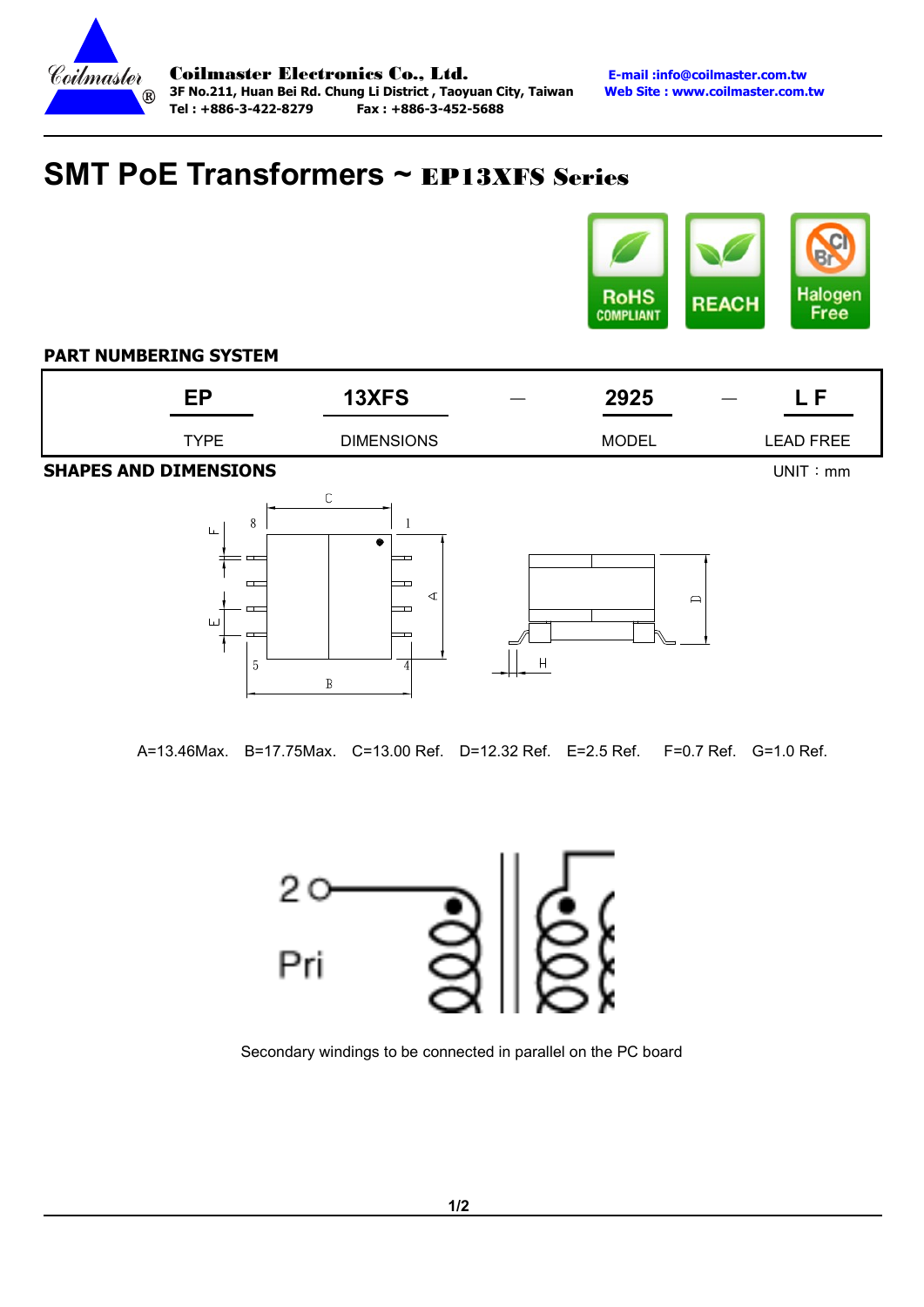Coilmaster Electronics Co., Ltd.
3F No.211, Huan Bei Rd. Chung Li District , Taoyuan City, Taiwan
Tel : +886-3-422-8279 Fax : +886-3-452-5688

E-mail :info@coilmaster.com.tw
Web Site : www.coilmaster.com.tw

# SMT PoE Transformers ~ EP13XFS Series

RoHS COMPLIANT | REACH | Halogen Free

## PART NUMBERING SYSTEM

| EP | 13XFS | — | 2925 | — | L F |
|---|---|---|---|---|---|
| TYPE | DIMENSIONS | | MODEL | | LEAD FREE |

## SHAPES AND DIMENSIONS

UNIT：mm

A=13.46Max. B=17.75Max. C=13.00 Ref. D=12.32 Ref. E=2.5 Ref. F=0.7 Ref. G=1.0 Ref.

2

Pri

Secondary windings to be connected in parallel on the PC board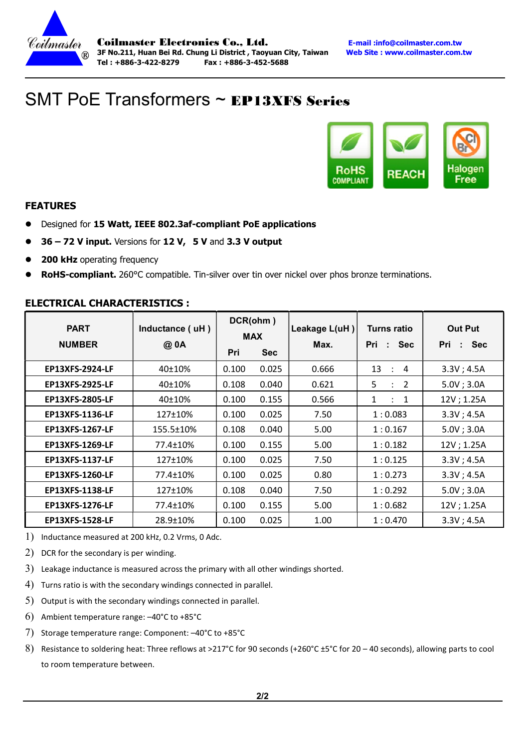Coilmaster Electronics Co., Ltd.
3F No.211, Huan Bei Rd. Chung Li District , Taoyuan City, Taiwan
Tel : +886-3-422-8279 Fax : +886-3-452-5688
E-mail :info@coilmaster.com.tw
Web Site : www.coilmaster.com.tw

# SMT PoE Transformers ~ EP13XFS Series

RoHS COMPLIANT
REACH
Halogen Free

## FEATURES

- Designed for **15 Watt, IEEE 802.3af-compliant PoE applications**
- **36 – 72 V input.** Versions for **12 V, 5 V** and **3.3 V output**
- **200 kHz** operating frequency
- **RoHS-compliant.** 260°C compatible. Tin-silver over tin over nickel over phos bronze terminations.

## ELECTRICAL CHARACTERISTICS :

| PART NUMBER | Inductance ( uH ) @ 0A | DCR(ohm ) MAX | | Leakage L(uH ) Max. | Turns ratio Pri : Sec | Out Put Pri : Sec |
|---|---|---|---|---|---|---|
| | | Pri | Sec | | | |
| EP13XFS-2924-LF | 40±10% | 0.100 | 0.025 | 0.666 | 13 : 4 | 3.3V ; 4.5A |
| EP13XFS-2925-LF | 40±10% | 0.108 | 0.040 | 0.621 | 5 : 2 | 5.0V ; 3.0A |
| EP13XFS-2805-LF | 40±10% | 0.100 | 0.155 | 0.566 | 1 : 1 | 12V ; 1.25A |
| EP13XFS-1136-LF | 127±10% | 0.100 | 0.025 | 7.50 | 1 : 0.083 | 3.3V ; 4.5A |
| EP13XFS-1267-LF | 155.5±10% | 0.108 | 0.040 | 5.00 | 1 : 0.167 | 5.0V ; 3.0A |
| EP13XFS-1269-LF | 77.4±10% | 0.100 | 0.155 | 5.00 | 1 : 0.182 | 12V ; 1.25A |
| EP13XFS-1137-LF | 127±10% | 0.100 | 0.025 | 7.50 | 1 : 0.125 | 3.3V ; 4.5A |
| EP13XFS-1260-LF | 77.4±10% | 0.100 | 0.025 | 0.80 | 1 : 0.273 | 3.3V ; 4.5A |
| EP13XFS-1138-LF | 127±10% | 0.108 | 0.040 | 7.50 | 1 : 0.292 | 5.0V ; 3.0A |
| EP13XFS-1276-LF | 77.4±10% | 0.100 | 0.155 | 5.00 | 1 : 0.682 | 12V ; 1.25A |
| EP13XFS-1528-LF | 28.9±10% | 0.100 | 0.025 | 1.00 | 1 : 0.470 | 3.3V ; 4.5A |

1) Inductance measured at 200 kHz, 0.2 Vrms, 0 Adc.
2) DCR for the secondary is per winding.
3) Leakage inductance is measured across the primary with all other windings shorted.
4) Turns ratio is with the secondary windings connected in parallel.
5) Output is with the secondary windings connected in parallel.
6) Ambient temperature range: –40°C to +85°C
7) Storage temperature range: Component: –40°C to +85°C
8) Resistance to soldering heat: Three reflows at >217°C for 90 seconds (+260°C ±5°C for 20 – 40 seconds), allowing parts to cool to room temperature between.